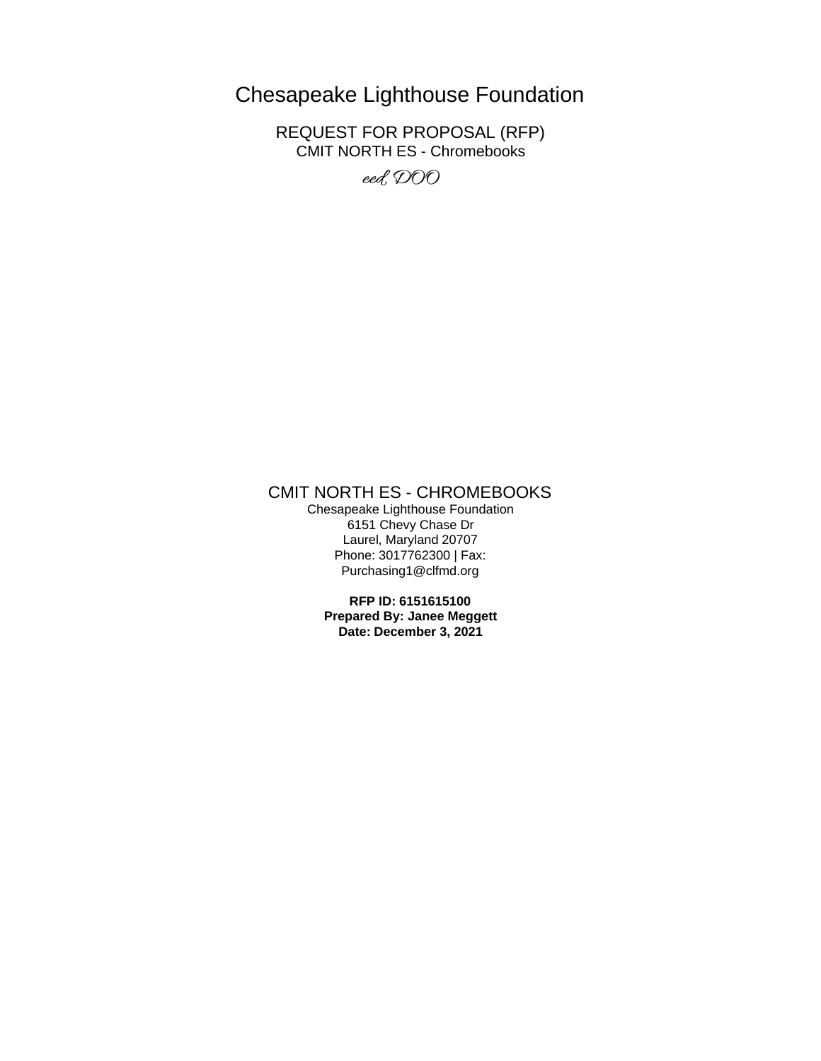# Chesapeake Lighthouse Foundation

REQUEST FOR PROPOSAL (RFP)
CMIT NORTH ES - Chromebooks

*eed, DOO*

## CMIT NORTH ES - CHROMEBOOKS

Chesapeake Lighthouse Foundation
6151 Chevy Chase Dr
Laurel, Maryland 20707
Phone: 3017762300 | Fax:
Purchasing1@clfmd.org

**RFP ID: 6151615100**
**Prepared By: Janee Meggett**
**Date: December 3, 2021**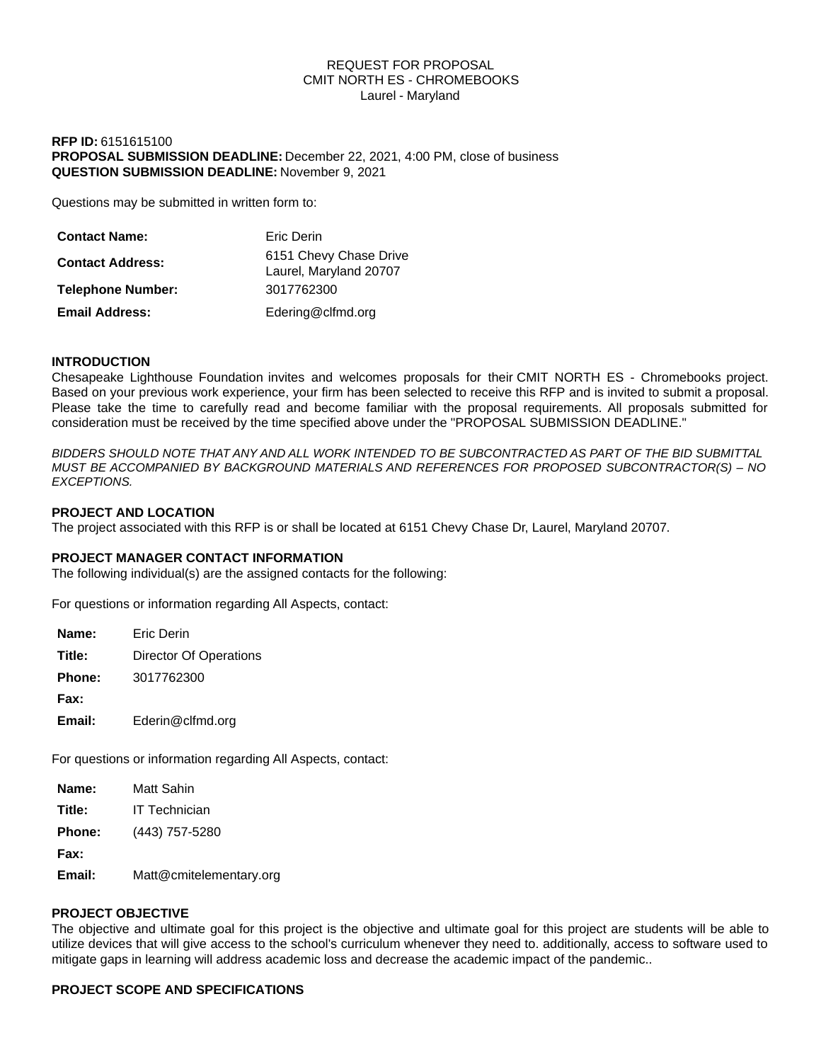REQUEST FOR PROPOSAL
CMIT NORTH ES - CHROMEBOOKS
Laurel - Maryland

**RFP ID:** 6151615100
**PROPOSAL SUBMISSION DEADLINE:** December 22, 2021, 4:00 PM, close of business
**QUESTION SUBMISSION DEADLINE:** November 9, 2021

Questions may be submitted in written form to:

| | |
|---|---|
| **Contact Name:** | Eric Derin |
| **Contact Address:** | 6151 Chevy Chase Drive<br>Laurel, Maryland 20707 |
| **Telephone Number:** | 3017762300 |
| **Email Address:** | Edering@clfmd.org |

## INTRODUCTION

Chesapeake Lighthouse Foundation invites and welcomes proposals for their CMIT NORTH ES - Chromebooks project. Based on your previous work experience, your firm has been selected to receive this RFP and is invited to submit a proposal. Please take the time to carefully read and become familiar with the proposal requirements. All proposals submitted for consideration must be received by the time specified above under the "PROPOSAL SUBMISSION DEADLINE."

*BIDDERS SHOULD NOTE THAT ANY AND ALL WORK INTENDED TO BE SUBCONTRACTED AS PART OF THE BID SUBMITTAL MUST BE ACCOMPANIED BY BACKGROUND MATERIALS AND REFERENCES FOR PROPOSED SUBCONTRACTOR(S) – NO EXCEPTIONS.*

## PROJECT AND LOCATION

The project associated with this RFP is or shall be located at 6151 Chevy Chase Dr, Laurel, Maryland 20707.

## PROJECT MANAGER CONTACT INFORMATION

The following individual(s) are the assigned contacts for the following:

For questions or information regarding All Aspects, contact:

| | |
|---|---|
| **Name:** | Eric Derin |
| **Title:** | Director Of Operations |
| **Phone:** | 3017762300 |
| **Fax:** | |
| **Email:** | Ederin@clfmd.org |

For questions or information regarding All Aspects, contact:

| | |
|---|---|
| **Name:** | Matt Sahin |
| **Title:** | IT Technician |
| **Phone:** | (443) 757-5280 |
| **Fax:** | |
| **Email:** | Matt@cmitelementary.org |

## PROJECT OBJECTIVE

The objective and ultimate goal for this project is the objective and ultimate goal for this project are students will be able to utilize devices that will give access to the school's curriculum whenever they need to. additionally, access to software used to mitigate gaps in learning will address academic loss and decrease the academic impact of the pandemic..

## PROJECT SCOPE AND SPECIFICATIONS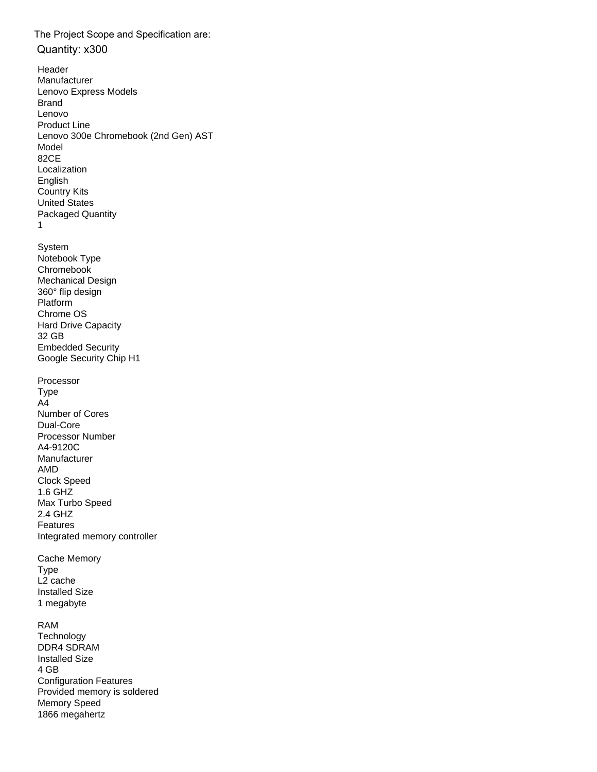The Project Scope and Specification are:

Quantity: x300

Header
Manufacturer
Lenovo Express Models
Brand
Lenovo
Product Line
Lenovo 300e Chromebook (2nd Gen) AST
Model
82CE
Localization
English
Country Kits
United States
Packaged Quantity
1

System
Notebook Type
Chromebook
Mechanical Design
360° flip design
Platform
Chrome OS
Hard Drive Capacity
32 GB
Embedded Security
Google Security Chip H1

Processor
Type
A4
Number of Cores
Dual-Core
Processor Number
A4-9120C
Manufacturer
AMD
Clock Speed
1.6 GHZ
Max Turbo Speed
2.4 GHZ
Features
Integrated memory controller

Cache Memory
Type
L2 cache
Installed Size
1 megabyte

RAM
Technology
DDR4 SDRAM
Installed Size
4 GB
Configuration Features
Provided memory is soldered
Memory Speed
1866 megahertz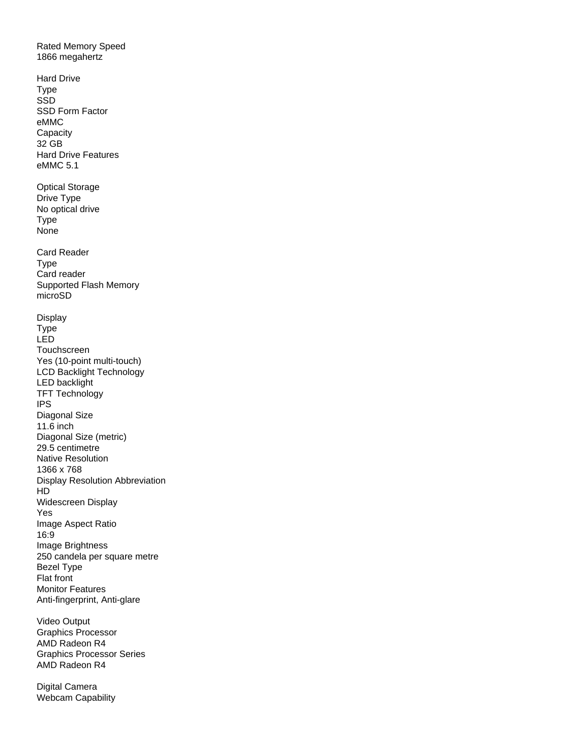Rated Memory Speed
1866 megahertz

Hard Drive
Type
SSD
SSD Form Factor
eMMC
Capacity
32 GB
Hard Drive Features
eMMC 5.1

Optical Storage
Drive Type
No optical drive
Type
None

Card Reader
Type
Card reader
Supported Flash Memory
microSD

Display
Type
LED
Touchscreen
Yes (10-point multi-touch)
LCD Backlight Technology
LED backlight
TFT Technology
IPS
Diagonal Size
11.6 inch
Diagonal Size (metric)
29.5 centimetre
Native Resolution
1366 x 768
Display Resolution Abbreviation
HD
Widescreen Display
Yes
Image Aspect Ratio
16:9
Image Brightness
250 candela per square metre
Bezel Type
Flat front
Monitor Features
Anti-fingerprint, Anti-glare

Video Output
Graphics Processor
AMD Radeon R4
Graphics Processor Series
AMD Radeon R4

Digital Camera
Webcam Capability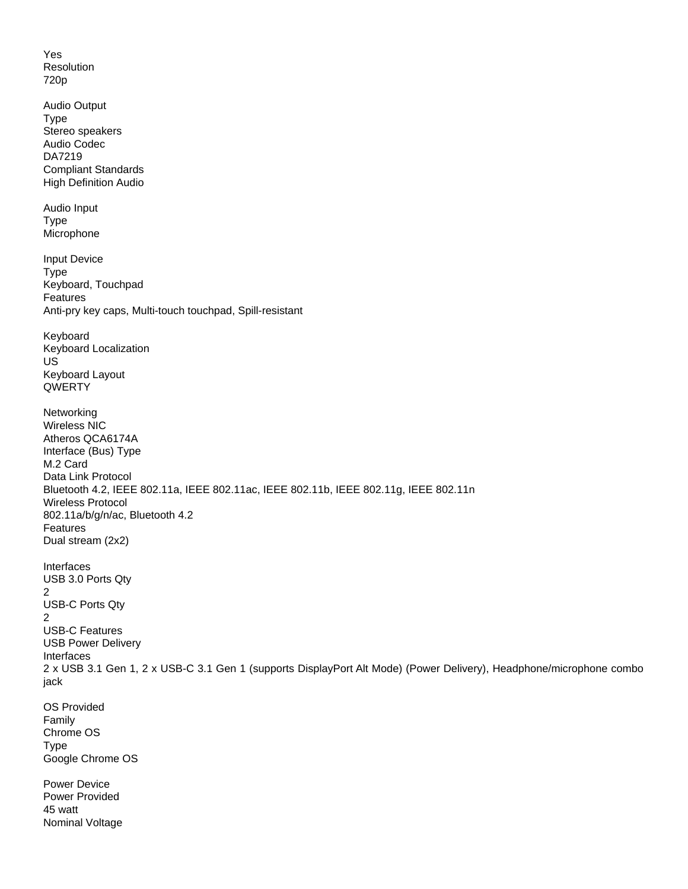Yes
Resolution
720p

Audio Output
Type
Stereo speakers
Audio Codec
DA7219
Compliant Standards
High Definition Audio

Audio Input
Type
Microphone

Input Device
Type
Keyboard, Touchpad
Features
Anti-pry key caps, Multi-touch touchpad, Spill-resistant

Keyboard
Keyboard Localization
US
Keyboard Layout
QWERTY

Networking
Wireless NIC
Atheros QCA6174A
Interface (Bus) Type
M.2 Card
Data Link Protocol
Bluetooth 4.2, IEEE 802.11a, IEEE 802.11ac, IEEE 802.11b, IEEE 802.11g, IEEE 802.11n
Wireless Protocol
802.11a/b/g/n/ac, Bluetooth 4.2
Features
Dual stream (2x2)

Interfaces
USB 3.0 Ports Qty
2
USB-C Ports Qty
2
USB-C Features
USB Power Delivery
Interfaces
2 x USB 3.1 Gen 1, 2 x USB-C 3.1 Gen 1 (supports DisplayPort Alt Mode) (Power Delivery), Headphone/microphone combo jack

OS Provided
Family
Chrome OS
Type
Google Chrome OS

Power Device
Power Provided
45 watt
Nominal Voltage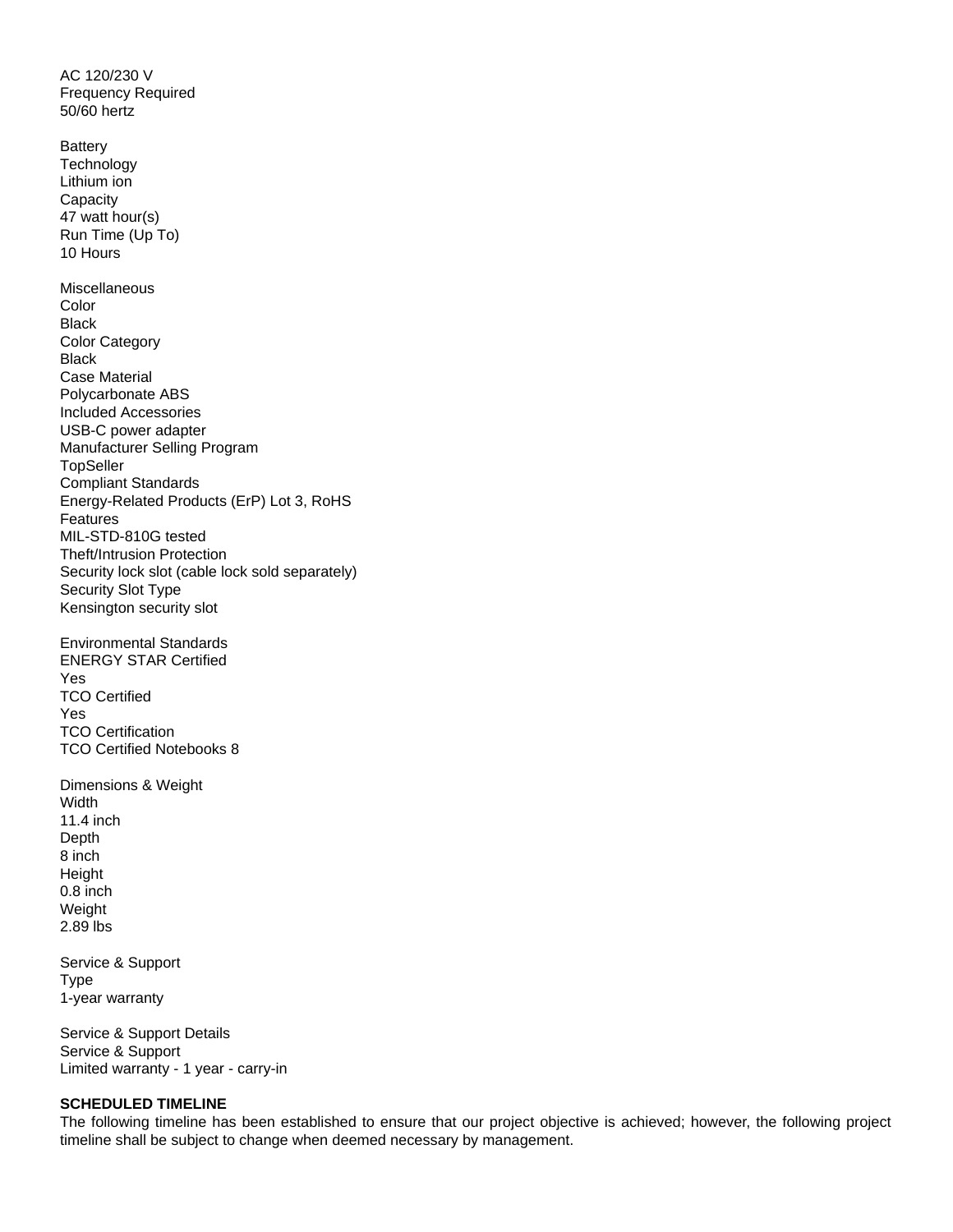AC 120/230 V
Frequency Required
50/60 hertz

Battery
Technology
Lithium ion
Capacity
47 watt hour(s)
Run Time (Up To)
10 Hours

Miscellaneous
Color
Black
Color Category
Black
Case Material
Polycarbonate ABS
Included Accessories
USB-C power adapter
Manufacturer Selling Program
TopSeller
Compliant Standards
Energy-Related Products (ErP) Lot 3, RoHS
Features
MIL-STD-810G tested
Theft/Intrusion Protection
Security lock slot (cable lock sold separately)
Security Slot Type
Kensington security slot

Environmental Standards
ENERGY STAR Certified
Yes
TCO Certified
Yes
TCO Certification
TCO Certified Notebooks 8

Dimensions & Weight
Width
11.4 inch
Depth
8 inch
Height
0.8 inch
Weight
2.89 lbs

Service & Support
Type
1-year warranty

Service & Support Details
Service & Support
Limited warranty - 1 year - carry-in

**SCHEDULED TIMELINE**

The following timeline has been established to ensure that our project objective is achieved; however, the following project timeline shall be subject to change when deemed necessary by management.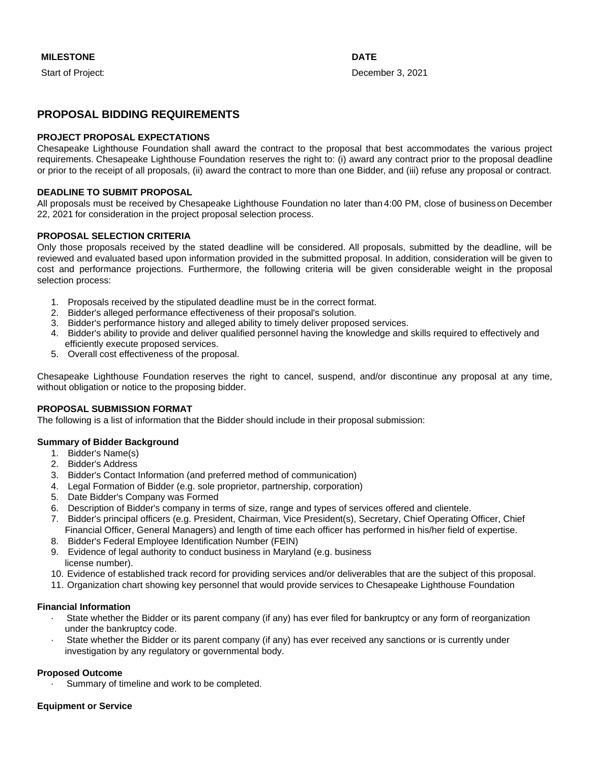| MILESTONE | DATE |
| --- | --- |
| Start of Project: | December 3, 2021 |

## PROPOSAL BIDDING REQUIREMENTS

### PROJECT PROPOSAL EXPECTATIONS

Chesapeake Lighthouse Foundation shall award the contract to the proposal that best accommodates the various project requirements. Chesapeake Lighthouse Foundation reserves the right to: (i) award any contract prior to the proposal deadline or prior to the receipt of all proposals, (ii) award the contract to more than one Bidder, and (iii) refuse any proposal or contract.

### DEADLINE TO SUBMIT PROPOSAL

All proposals must be received by Chesapeake Lighthouse Foundation no later than 4:00 PM, close of business on December 22, 2021 for consideration in the project proposal selection process.

### PROPOSAL SELECTION CRITERIA

Only those proposals received by the stated deadline will be considered. All proposals, submitted by the deadline, will be reviewed and evaluated based upon information provided in the submitted proposal. In addition, consideration will be given to cost and performance projections. Furthermore, the following criteria will be given considerable weight in the proposal selection process:

1. Proposals received by the stipulated deadline must be in the correct format.
2. Bidder's alleged performance effectiveness of their proposal's solution.
3. Bidder's performance history and alleged ability to timely deliver proposed services.
4. Bidder's ability to provide and deliver qualified personnel having the knowledge and skills required to effectively and efficiently execute proposed services.
5. Overall cost effectiveness of the proposal.

Chesapeake Lighthouse Foundation reserves the right to cancel, suspend, and/or discontinue any proposal at any time, without obligation or notice to the proposing bidder.

### PROPOSAL SUBMISSION FORMAT

The following is a list of information that the Bidder should include in their proposal submission:

**Summary of Bidder Background**

1. Bidder's Name(s)
2. Bidder's Address
3. Bidder's Contact Information (and preferred method of communication)
4. Legal Formation of Bidder (e.g. sole proprietor, partnership, corporation)
5. Date Bidder's Company was Formed
6. Description of Bidder's company in terms of size, range and types of services offered and clientele.
7. Bidder's principal officers (e.g. President, Chairman, Vice President(s), Secretary, Chief Operating Officer, Chief Financial Officer, General Managers) and length of time each officer has performed in his/her field of expertise.
8. Bidder's Federal Employee Identification Number (FEIN)
9. Evidence of legal authority to conduct business in Maryland (e.g. business license number).
10. Evidence of established track record for providing services and/or deliverables that are the subject of this proposal.
11. Organization chart showing key personnel that would provide services to Chesapeake Lighthouse Foundation

**Financial Information**

- State whether the Bidder or its parent company (if any) has ever filed for bankruptcy or any form of reorganization under the bankruptcy code.
- State whether the Bidder or its parent company (if any) has ever received any sanctions or is currently under investigation by any regulatory or governmental body.

**Proposed Outcome**

- Summary of timeline and work to be completed.

**Equipment or Service**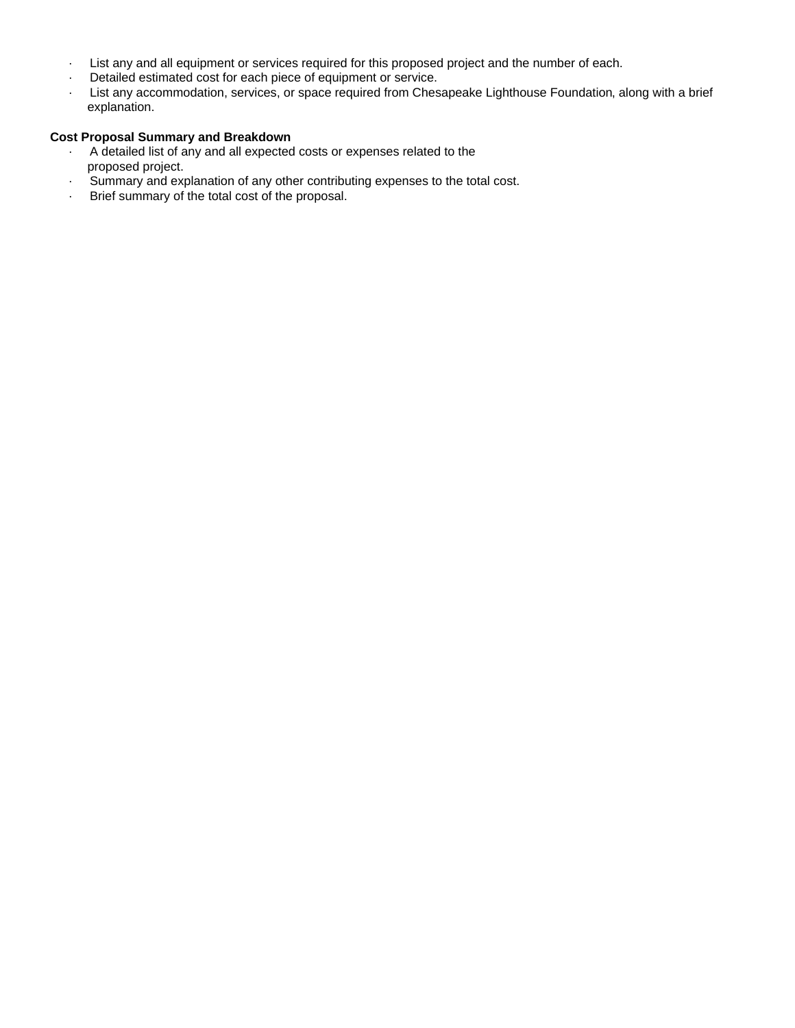- List any and all equipment or services required for this proposed project and the number of each.
- Detailed estimated cost for each piece of equipment or service.
- List any accommodation, services, or space required from Chesapeake Lighthouse Foundation, along with a brief explanation.

**Cost Proposal Summary and Breakdown**

- A detailed list of any and all expected costs or expenses related to the proposed project.
- Summary and explanation of any other contributing expenses to the total cost.
- Brief summary of the total cost of the proposal.